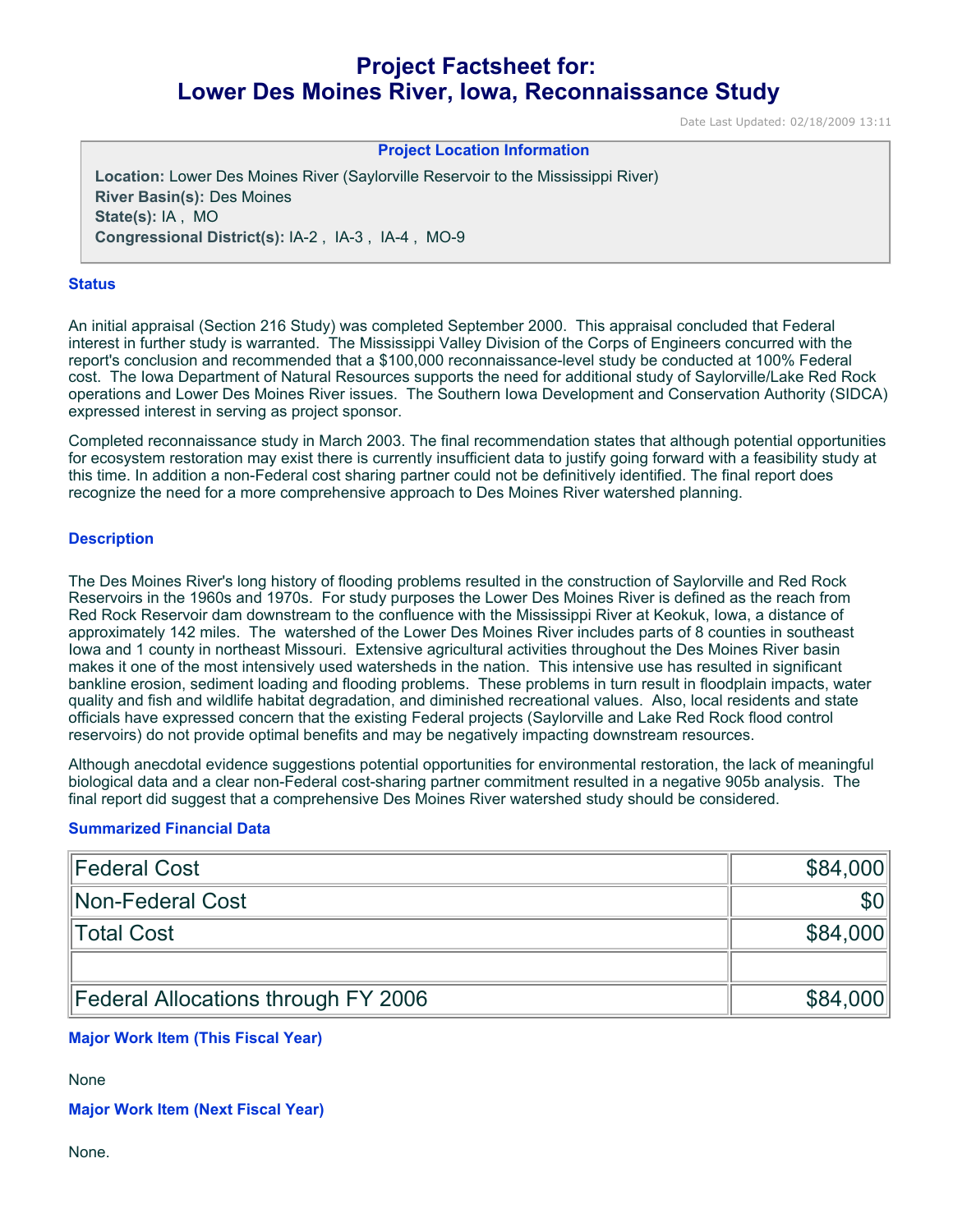# Project Factsheet for: Lower Des Moines River, Iowa, Reconnaissance Study

Date Last Updated: 02/18/2009 13:11

**Project Location Information**

**Location:** Lower Des Moines River (Saylorville Reservoir to the Mississippi River)
**River Basin(s):** Des Moines
**State(s):** IA , MO
**Congressional District(s):** IA-2 , IA-3 , IA-4 , MO-9

### Status

An initial appraisal (Section 216 Study) was completed September 2000. This appraisal concluded that Federal interest in further study is warranted. The Mississippi Valley Division of the Corps of Engineers concurred with the report's conclusion and recommended that a $100,000 reconnaissance-level study be conducted at 100% Federal cost. The Iowa Department of Natural Resources supports the need for additional study of Saylorville/Lake Red Rock operations and Lower Des Moines River issues. The Southern Iowa Development and Conservation Authority (SIDCA) expressed interest in serving as project sponsor.

Completed reconnaissance study in March 2003. The final recommendation states that although potential opportunities for ecosystem restoration may exist there is currently insufficient data to justify going forward with a feasibility study at this time. In addition a non-Federal cost sharing partner could not be definitively identified. The final report does recognize the need for a more comprehensive approach to Des Moines River watershed planning.

### Description

The Des Moines River's long history of flooding problems resulted in the construction of Saylorville and Red Rock Reservoirs in the 1960s and 1970s. For study purposes the Lower Des Moines River is defined as the reach from Red Rock Reservoir dam downstream to the confluence with the Mississippi River at Keokuk, Iowa, a distance of approximately 142 miles. The watershed of the Lower Des Moines River includes parts of 8 counties in southeast Iowa and 1 county in northeast Missouri. Extensive agricultural activities throughout the Des Moines River basin makes it one of the most intensively used watersheds in the nation. This intensive use has resulted in significant bankline erosion, sediment loading and flooding problems. These problems in turn result in floodplain impacts, water quality and fish and wildlife habitat degradation, and diminished recreational values. Also, local residents and state officials have expressed concern that the existing Federal projects (Saylorville and Lake Red Rock flood control reservoirs) do not provide optimal benefits and may be negatively impacting downstream resources.

Although anecdotal evidence suggestions potential opportunities for environmental restoration, the lack of meaningful biological data and a clear non-Federal cost-sharing partner commitment resulted in a negative 905b analysis. The final report did suggest that a comprehensive Des Moines River watershed study should be considered.

### Summarized Financial Data

| | |
|---|---:|
| Federal Cost | $84,000 |
| Non-Federal Cost | $0 |
| Total Cost | $84,000 |
| | |
| Federal Allocations through FY 2006 | $84,000 |

### Major Work Item (This Fiscal Year)

None

### Major Work Item (Next Fiscal Year)

None.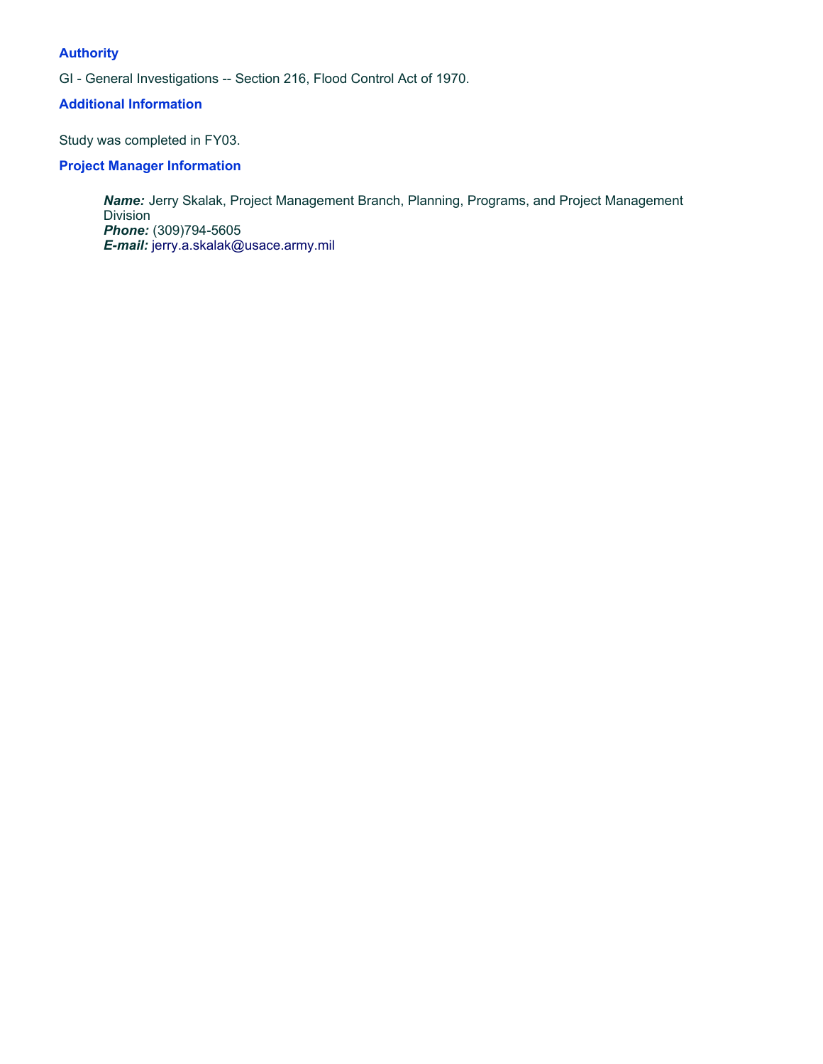### Authority

GI - General Investigations -- Section 216, Flood Control Act of 1970.

### Additional Information

Study was completed in FY03.

### Project Manager Information

***Name:*** Jerry Skalak, Project Management Branch, Planning, Programs, and Project Management Division
***Phone:*** (309)794-5605
***E-mail:*** jerry.a.skalak@usace.army.mil